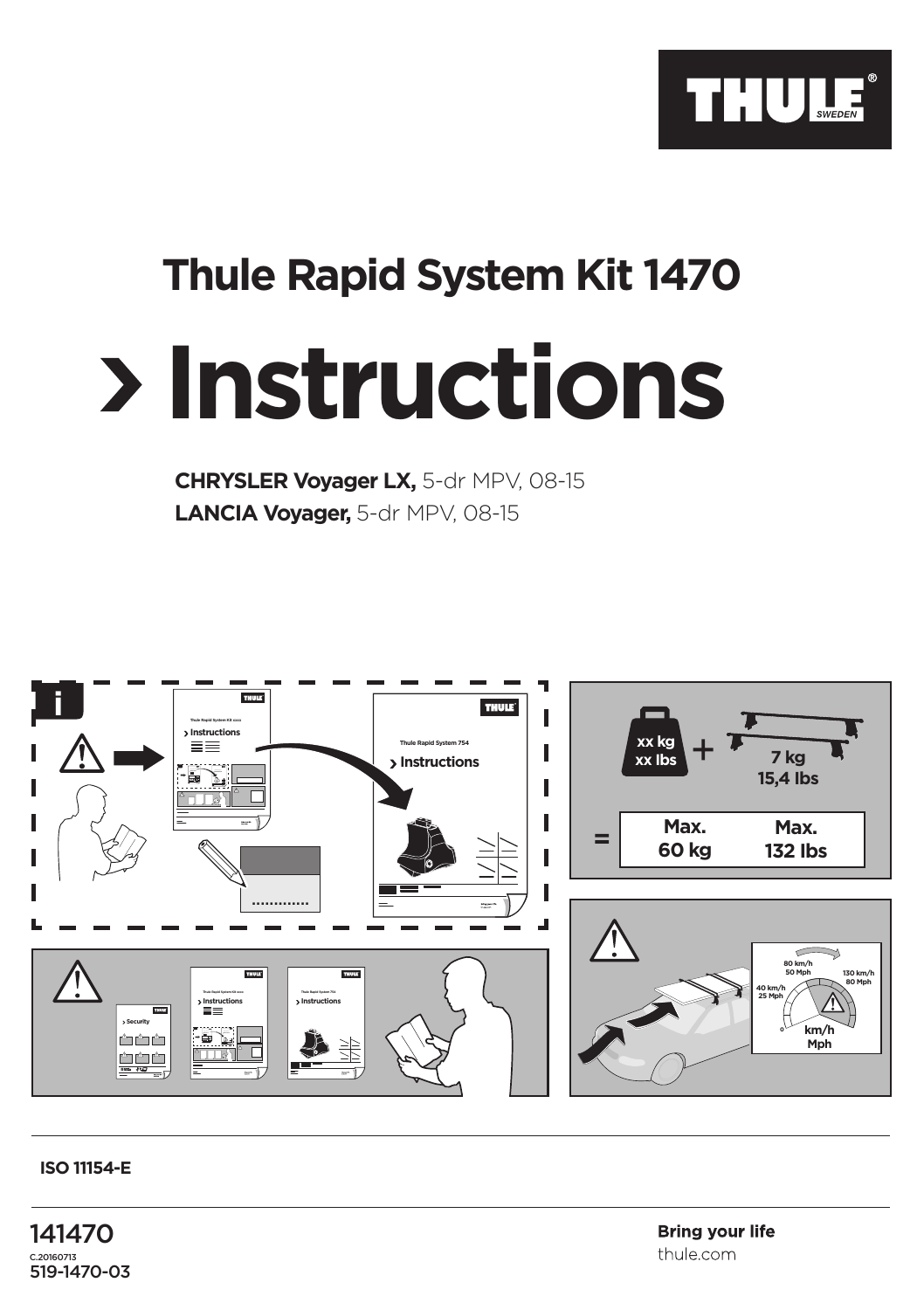THULE® SWEDEN

# Thule Rapid System Kit 1470

# › Instructions

**CHRYSLER Voyager LX,** 5-dr MPV, 08-15

**LANCIA Voyager,** 5-dr MPV, 08-15

xx kg
xx lbs + 7 kg
15,4 lbs

= Max. 60 kg | Max. 132 lbs

80 km/h
50 Mph

130 km/h
80 Mph

40 km/h
25 Mph

km/h
Mph

**ISO 11154-E**

141470

C.20160713

519-1470-03

**Bring your life**

thule.com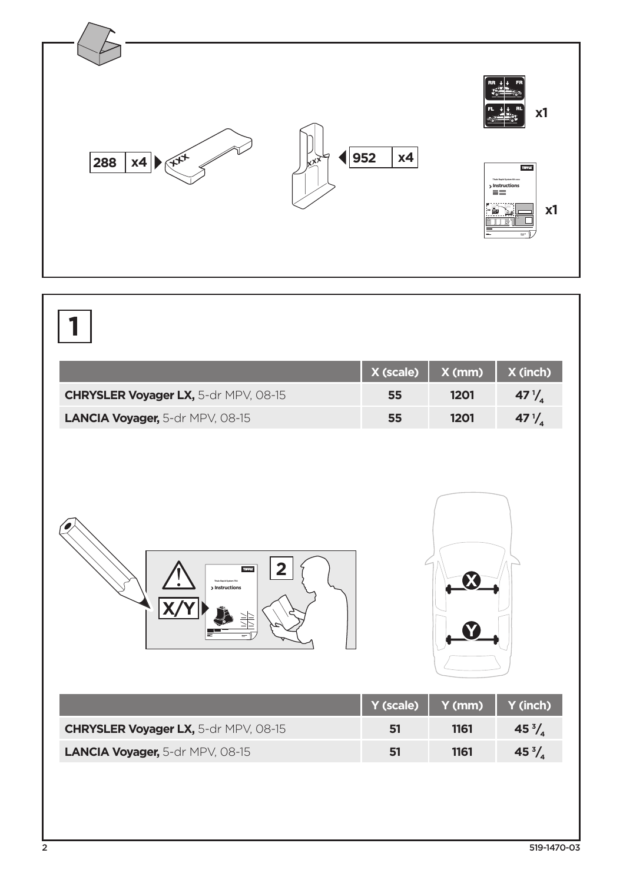288 x4

952 x4

x1

x1

# 1

| | X (scale) | X (mm) | X (inch) |
|---|---|---|---|
| **CHRYSLER Voyager LX,** 5-dr MPV, 08-15 | 55 | 1201 | 47 1/4 |
| **LANCIA Voyager,** 5-dr MPV, 08-15 | 55 | 1201 | 47 1/4 |

X/Y

2

| | Y (scale) | Y (mm) | Y (inch) |
|---|---|---|---|
| **CHRYSLER Voyager LX,** 5-dr MPV, 08-15 | 51 | 1161 | 45 3/4 |
| **LANCIA Voyager,** 5-dr MPV, 08-15 | 51 | 1161 | 45 3/4 |

519-1470-03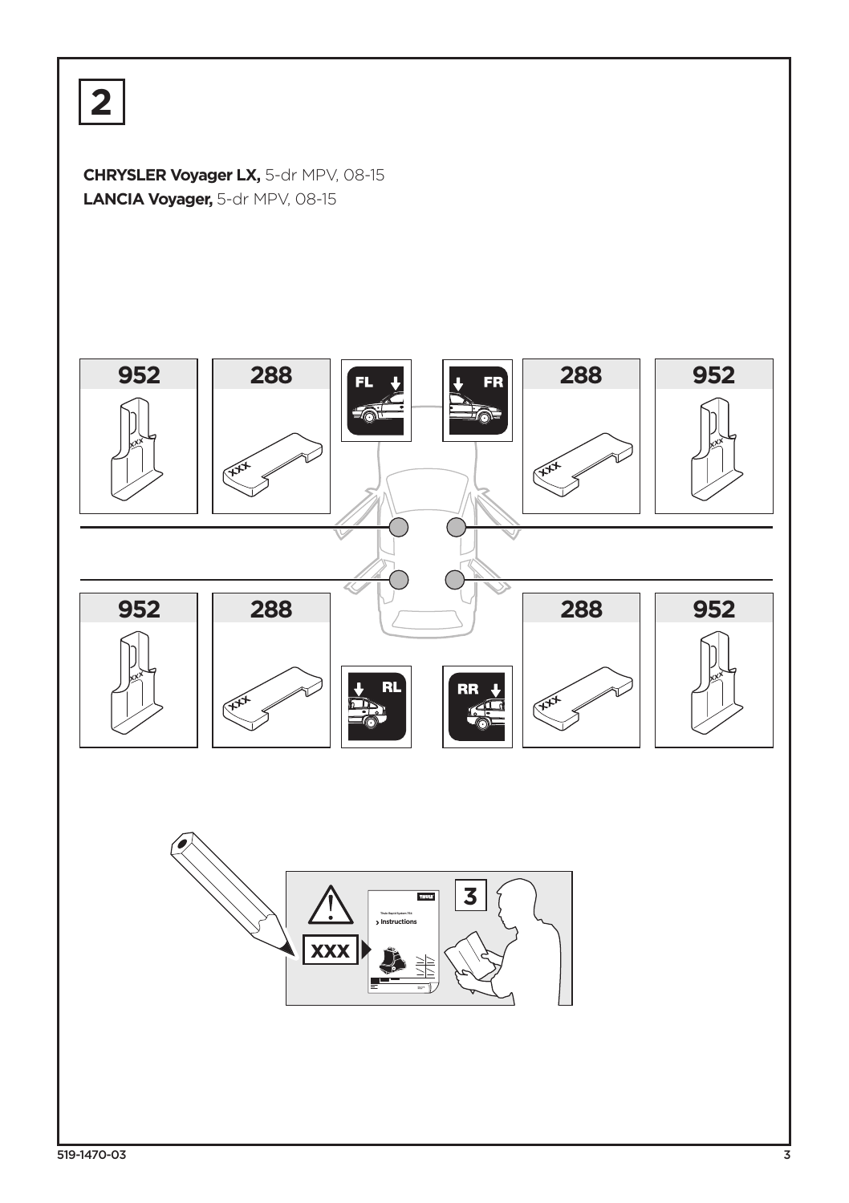# 2

**CHRYSLER Voyager LX,** 5-dr MPV, 08-15
**LANCIA Voyager,** 5-dr MPV, 08-15

952 288 FL FR 288 952

952 288 RL RR 288 952

3

XXX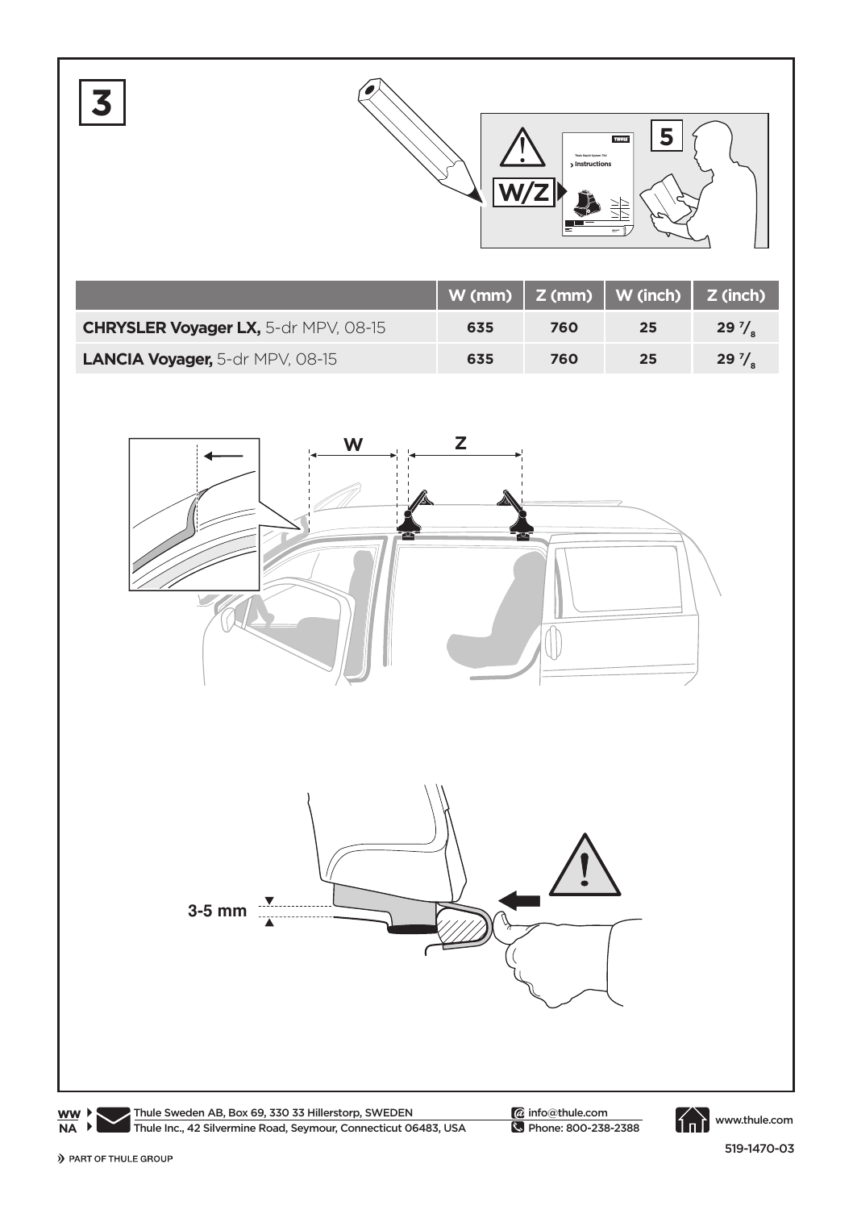# 3

|  | W (mm) | Z (mm) | W (inch) | Z (inch) |
|---|---|---|---|---|
| **CHRYSLER Voyager LX,** 5-dr MPV, 08-15 | 635 | 760 | 25 | 29 $^{7}/_{8}$ |
| **LANCIA Voyager,** 5-dr MPV, 08-15 | 635 | 760 | 25 | 29 $^{7}/_{8}$ |

W

Z

3-5 mm

WW Thule Sweden AB, Box 69, 330 33 Hillerstorp, SWEDEN

NA Thule Inc., 42 Silvermine Road, Seymour, Connecticut 06483, USA

info@thule.com

Phone: 800-238-2388

www.thule.com

519-1470-03

PART OF THULE GROUP